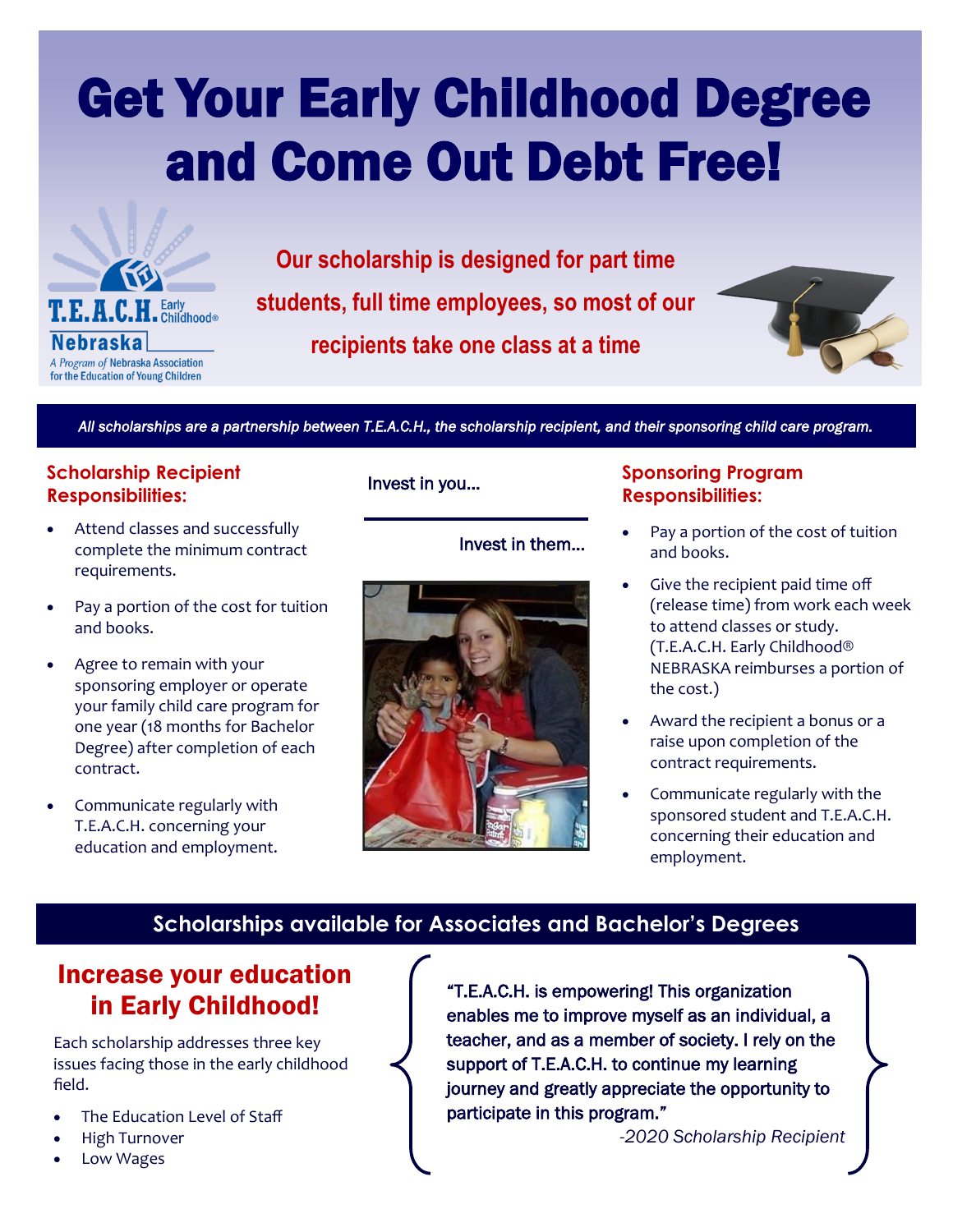# Get Your Early Childhood Degree and Come Out Debt Free!

T.E.A.C.H. Early Childhood® Nebraska
A Program of Nebraska Association for the Education of Young Children

**Our scholarship is designed for part time students, full time employees, so most of our recipients take one class at a time**

*All scholarships are a partnership between T.E.A.C.H., the scholarship recipient, and their sponsoring child care program.*

## Scholarship Recipient Responsibilities:

- Attend classes and successfully complete the minimum contract requirements.
- Pay a portion of the cost for tuition and books.
- Agree to remain with your sponsoring employer or operate your family child care program for one year (18 months for Bachelor Degree) after completion of each contract.
- Communicate regularly with T.E.A.C.H. concerning your education and employment.

Invest in you...

Invest in them...

## Sponsoring Program Responsibilities:

- Pay a portion of the cost of tuition and books.
- Give the recipient paid time off (release time) from work each week to attend classes or study. (T.E.A.C.H. Early Childhood® NEBRASKA reimburses a portion of the cost.)
- Award the recipient a bonus or a raise upon completion of the contract requirements.
- Communicate regularly with the sponsored student and T.E.A.C.H. concerning their education and employment.

## Scholarships available for Associates and Bachelor's Degrees

## Increase your education in Early Childhood!

Each scholarship addresses three key issues facing those in the early childhood field.

- The Education Level of Staff
- High Turnover
- Low Wages

"T.E.A.C.H. is empowering! This organization enables me to improve myself as an individual, a teacher, and as a member of society. I rely on the support of T.E.A.C.H. to continue my learning journey and greatly appreciate the opportunity to participate in this program."

*-2020 Scholarship Recipient*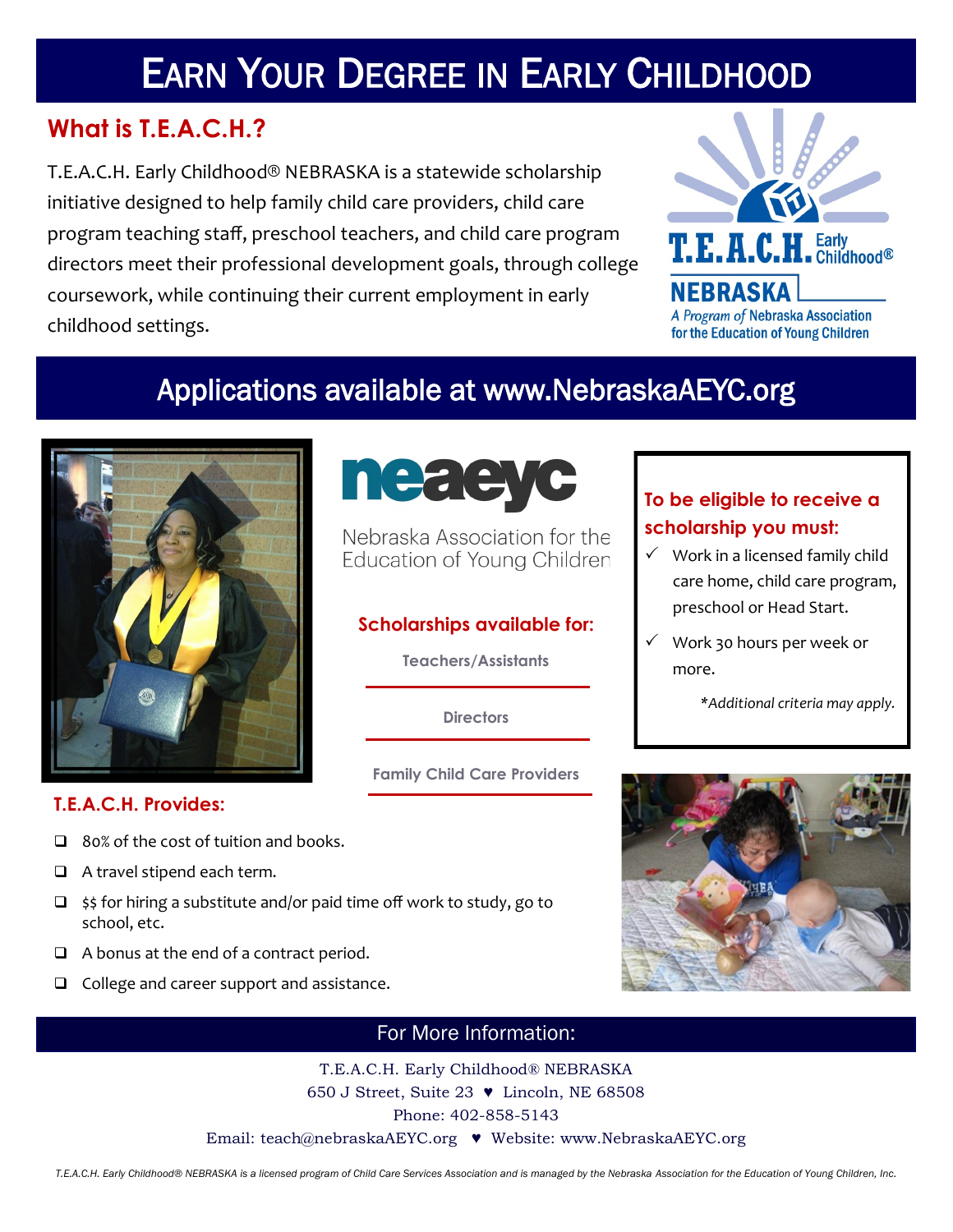# EARN YOUR DEGREE IN EARLY CHILDHOOD

## What is T.E.A.C.H.?

T.E.A.C.H. Early Childhood® NEBRASKA is a statewide scholarship initiative designed to help family child care providers, child care program teaching staff, preschool teachers, and child care program directors meet their professional development goals, through college coursework, while continuing their current employment in early childhood settings.

T.E.A.C.H. Early Childhood®
NEBRASKA
A Program of Nebraska Association for the Education of Young Children

## Applications available at www.NebraskaAEYC.org

neaeyc
Nebraska Association for the Education of Young Children

### Scholarships available for:

- Teachers/Assistants
- Directors
- Family Child Care Providers

### To be eligible to receive a scholarship you must:

- ✓ Work in a licensed family child care home, child care program, preschool or Head Start.
- ✓ Work 30 hours per week or more.

*\*Additional criteria may apply.*

### T.E.A.C.H. Provides:

- ❑ 80% of the cost of tuition and books.
- ❑ A travel stipend each term.
- ❑ $$ for hiring a substitute and/or paid time off work to study, go to school, etc.
- ❑ A bonus at the end of a contract period.
- ❑ College and career support and assistance.

## For More Information:

T.E.A.C.H. Early Childhood® NEBRASKA
650 J Street, Suite 23 ♥ Lincoln, NE 68508
Phone: 402-858-5143
Email: teach@nebraskaAEYC.org ♥ Website: www.NebraskaAEYC.org

*T.E.A.C.H. Early Childhood® NEBRASKA is a licensed program of Child Care Services Association and is managed by the Nebraska Association for the Education of Young Children, Inc.*